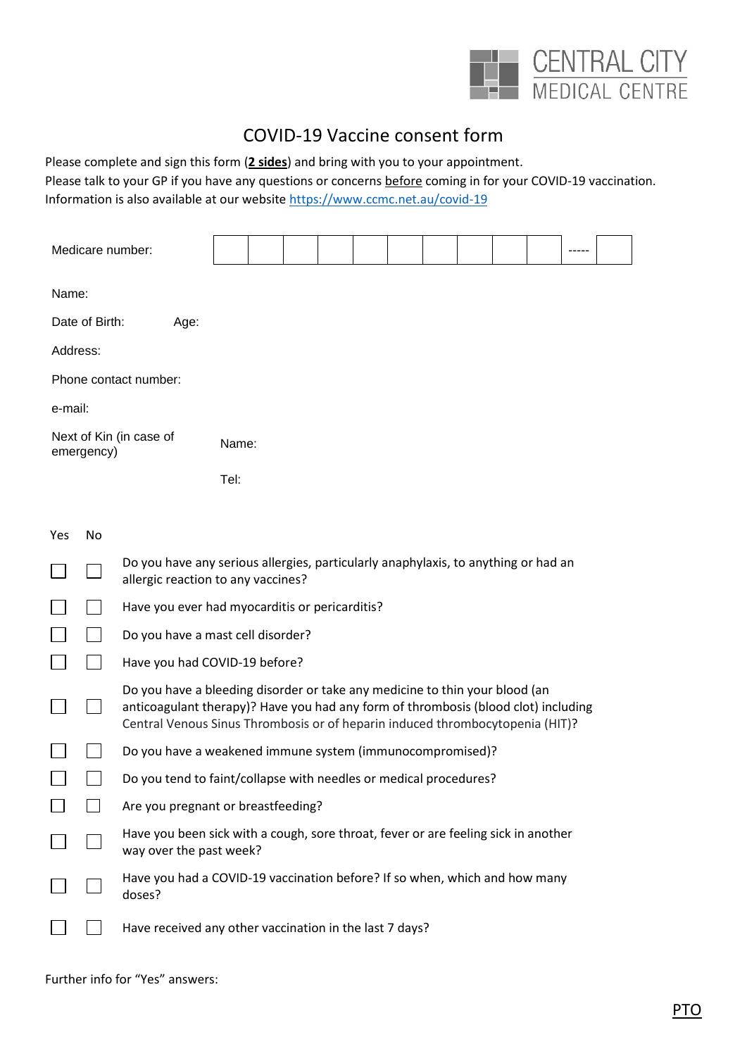CENTRAL CITY
MEDICAL CENTRE

# COVID-19 Vaccine consent form

Please complete and sign this form (**2 sides**) and bring with you to your appointment.
Please talk to your GP if you have any questions or concerns before coming in for your COVID-19 vaccination.
Information is also available at our website https://www.ccmc.net.au/covid-19

| Medicare number: | | | | | | | | | | | ----- | |
|---|---|---|---|---|---|---|---|---|---|---|---|---|

Name:

Date of Birth: Age:

Address:

Phone contact number:

e-mail:

Next of Kin (in case of emergency) Name:

Tel:

| Yes | No | |
|---|---|---|
| ☐ | ☐ | Do you have any serious allergies, particularly anaphylaxis, to anything or had an allergic reaction to any vaccines? |
| ☐ | ☐ | Have you ever had myocarditis or pericarditis? |
| ☐ | ☐ | Do you have a mast cell disorder? |
| ☐ | ☐ | Have you had COVID-19 before? |
| ☐ | ☐ | Do you have a bleeding disorder or take any medicine to thin your blood (an anticoagulant therapy)? Have you had any form of thrombosis (blood clot) including Central Venous Sinus Thrombosis or of heparin induced thrombocytopenia (HIT)? |
| ☐ | ☐ | Do you have a weakened immune system (immunocompromised)? |
| ☐ | ☐ | Do you tend to faint/collapse with needles or medical procedures? |
| ☐ | ☐ | Are you pregnant or breastfeeding? |
| ☐ | ☐ | Have you been sick with a cough, sore throat, fever or are feeling sick in another way over the past week? |
| ☐ | ☐ | Have you had a COVID-19 vaccination before? If so when, which and how many doses? |
| ☐ | ☐ | Have received any other vaccination in the last 7 days? |

Further info for "Yes" answers:

PTO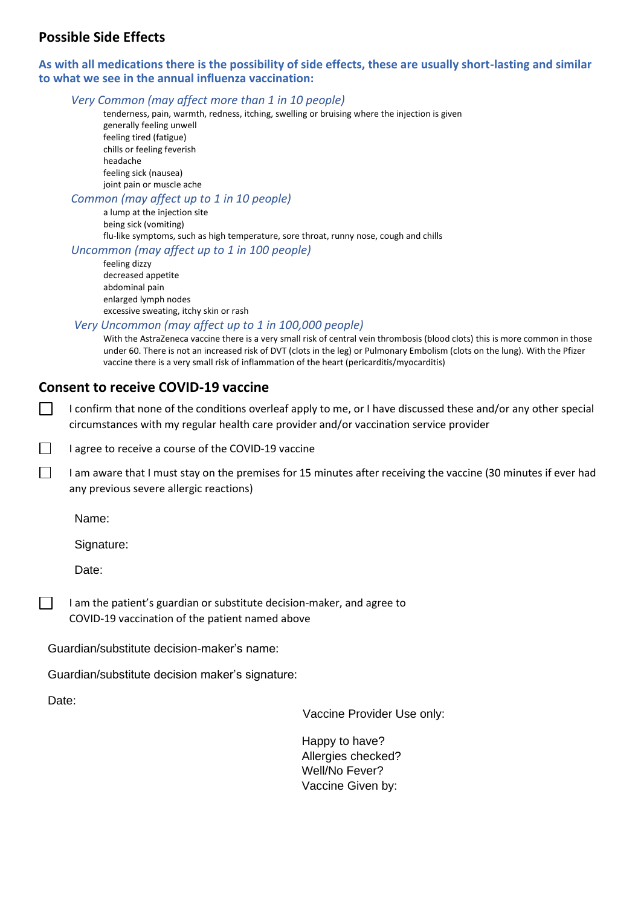## Possible Side Effects

**As with all medications there is the possibility of side effects, these are usually short-lasting and similar to what we see in the annual influenza vaccination:**

*Very Common (may affect more than 1 in 10 people)*

- tenderness, pain, warmth, redness, itching, swelling or bruising where the injection is given
- generally feeling unwell
- feeling tired (fatigue)
- chills or feeling feverish
- headache
- feeling sick (nausea)
- joint pain or muscle ache

*Common (may affect up to 1 in 10 people)*

- a lump at the injection site
- being sick (vomiting)
- flu-like symptoms, such as high temperature, sore throat, runny nose, cough and chills

*Uncommon (may affect up to 1 in 100 people)*

- feeling dizzy
- decreased appetite
- abdominal pain
- enlarged lymph nodes
- excessive sweating, itchy skin or rash

*Very Uncommon (may affect up to 1 in 100,000 people)*

With the AstraZeneca vaccine there is a very small risk of central vein thrombosis (blood clots) this is more common in those under 60. There is not an increased risk of DVT (clots in the leg) or Pulmonary Embolism (clots on the lung). With the Pfizer vaccine there is a very small risk of inflammation of the heart (pericarditis/myocarditis)

## Consent to receive COVID-19 vaccine

- ☐ I confirm that none of the conditions overleaf apply to me, or I have discussed these and/or any other special circumstances with my regular health care provider and/or vaccination service provider
- ☐ I agree to receive a course of the COVID-19 vaccine
- ☐ I am aware that I must stay on the premises for 15 minutes after receiving the vaccine (30 minutes if ever had any previous severe allergic reactions)

Name:

Signature:

Date:

- ☐ I am the patient's guardian or substitute decision-maker, and agree to COVID-19 vaccination of the patient named above

Guardian/substitute decision-maker's name:

Guardian/substitute decision maker's signature:

Date:

Vaccine Provider Use only:

Happy to have?
Allergies checked?
Well/No Fever?
Vaccine Given by: